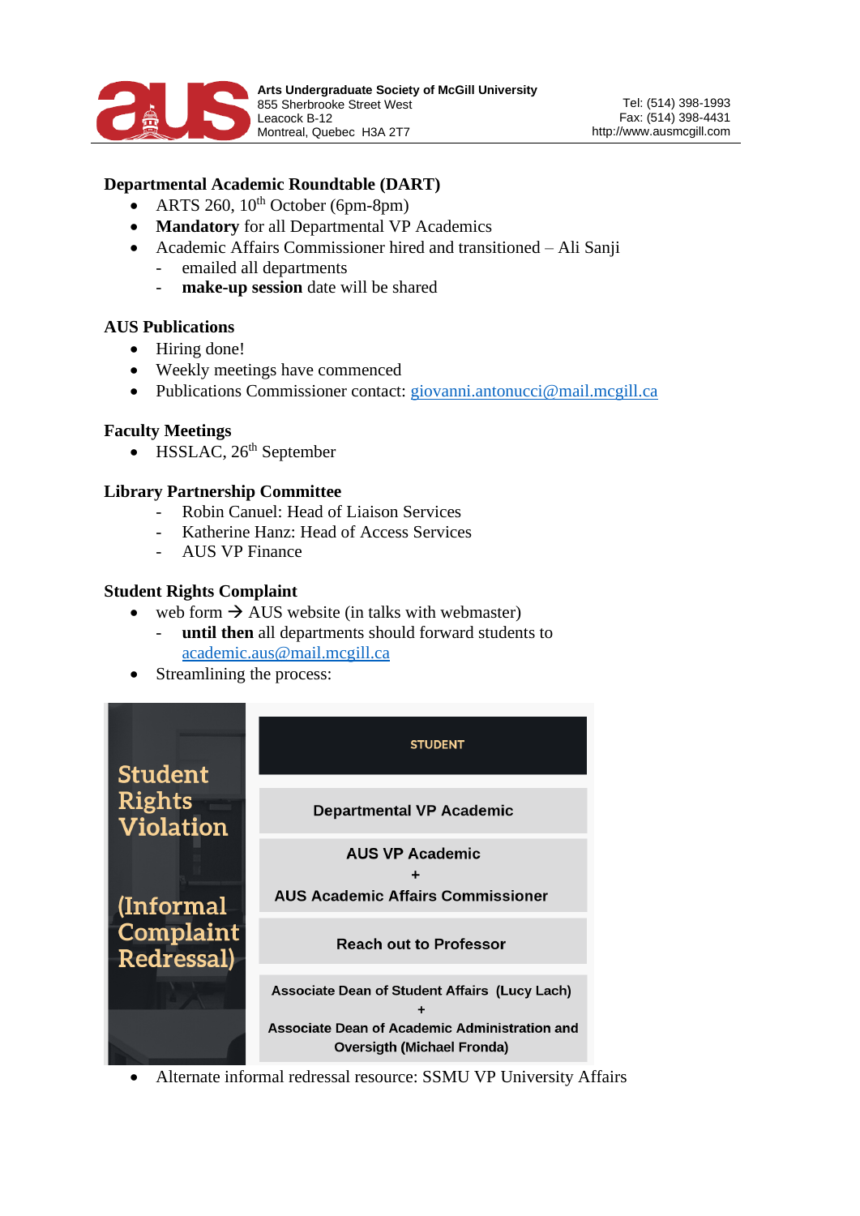**Arts Undergraduate Society of McGill University**
855 Sherbrooke Street West
Leacock B-12
Montreal, Quebec H3A 2T7

Tel: (514) 398-1993
Fax: (514) 398-4431
http://www.ausmcgill.com

## Departmental Academic Roundtable (DART)

- ARTS 260, 10th October (6pm-8pm)
- **Mandatory** for all Departmental VP Academics
- Academic Affairs Commissioner hired and transitioned – Ali Sanji
  - emailed all departments
  - **make-up session** date will be shared

## AUS Publications

- Hiring done!
- Weekly meetings have commenced
- Publications Commissioner contact: giovanni.antonucci@mail.mcgill.ca

## Faculty Meetings

- HSSLAC, 26th September

## Library Partnership Committee

- Robin Canuel: Head of Liaison Services
- Katherine Hanz: Head of Access Services
- AUS VP Finance

## Student Rights Complaint

- web form → AUS website (in talks with webmaster)
  - **until then** all departments should forward students to academic.aus@mail.mcgill.ca
- Streamlining the process:

**Student Rights Violation (Informal Complaint Redressal)**

1. STUDENT
2. Departmental VP Academic
3. AUS VP Academic + AUS Academic Affairs Commissioner
4. Reach out to Professor
5. Associate Dean of Student Affairs (Lucy Lach) + Associate Dean of Academic Administration and Oversigth (Michael Fronda)

- Alternate informal redressal resource: SSMU VP University Affairs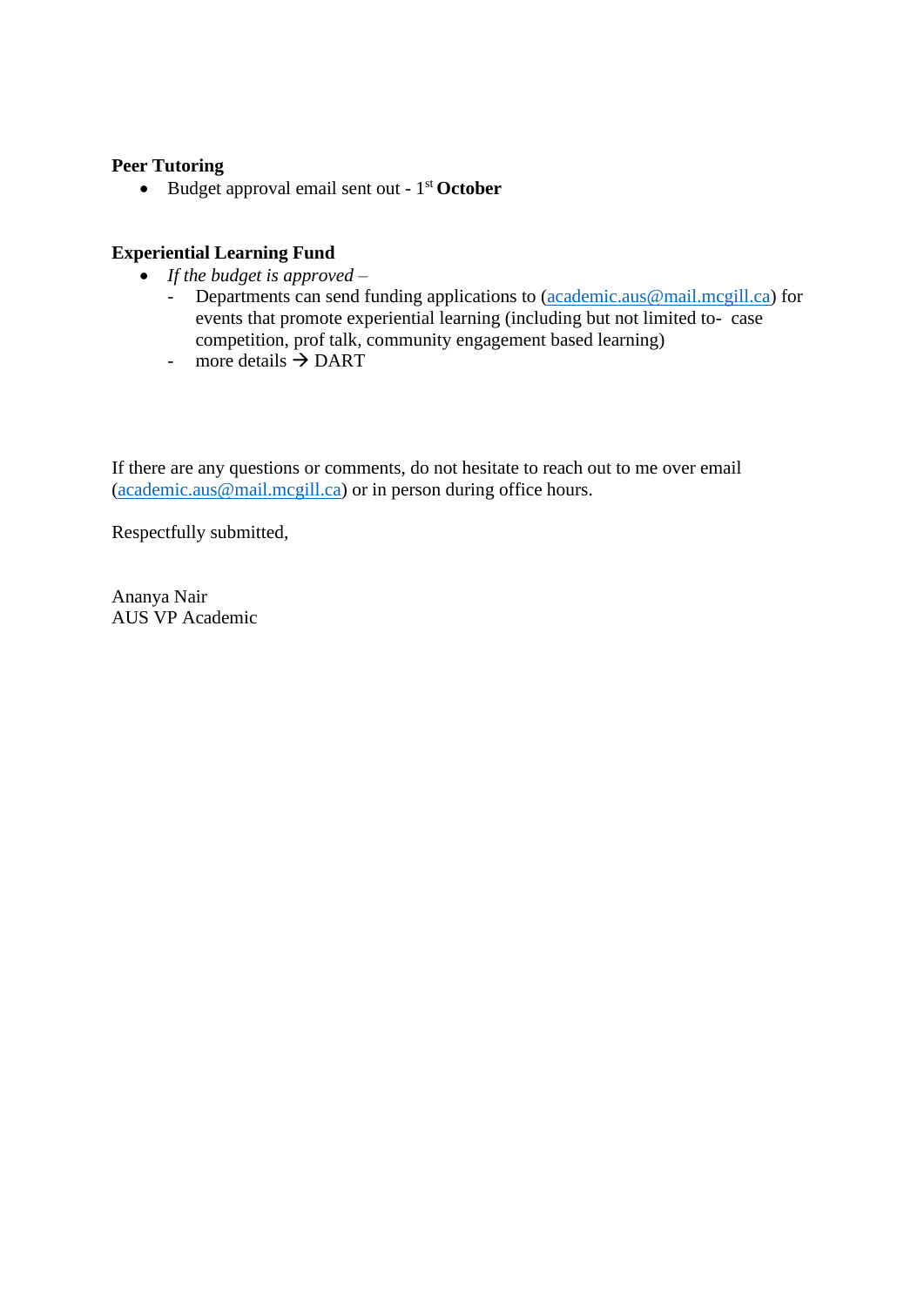**Peer Tutoring**

- Budget approval email sent out - 1st **October**

**Experiential Learning Fund**

- *If the budget is approved* –
  - Departments can send funding applications to (academic.aus@mail.mcgill.ca) for events that promote experiential learning (including but not limited to- case competition, prof talk, community engagement based learning)
  - more details → DART

If there are any questions or comments, do not hesitate to reach out to me over email (academic.aus@mail.mcgill.ca) or in person during office hours.

Respectfully submitted,

Ananya Nair
AUS VP Academic